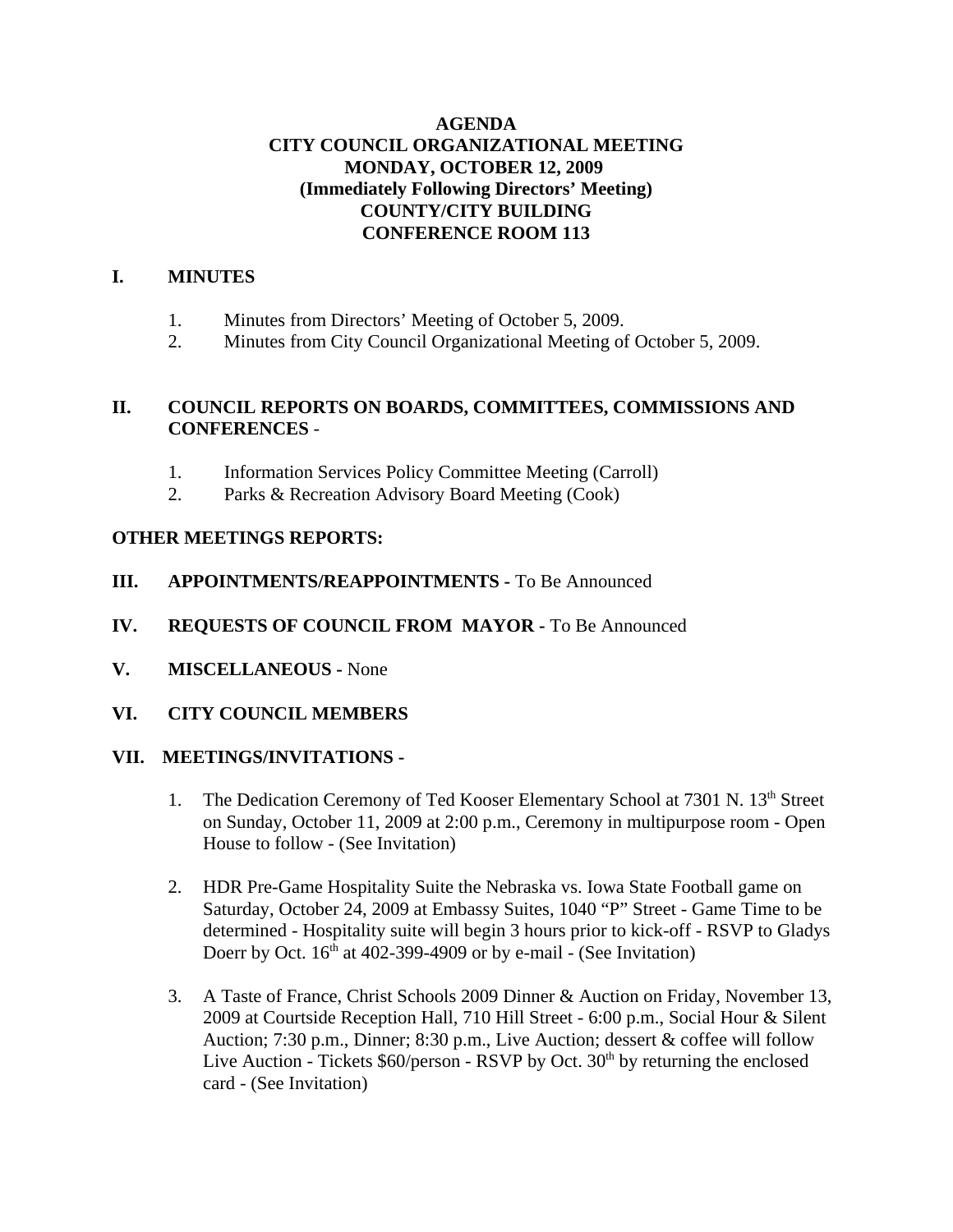**AGENDA**
**CITY COUNCIL ORGANIZATIONAL MEETING**
**MONDAY, OCTOBER 12, 2009**
**(Immediately Following Directors' Meeting)**
**COUNTY/CITY BUILDING**
**CONFERENCE ROOM 113**

## I. MINUTES

1. Minutes from Directors' Meeting of October 5, 2009.
2. Minutes from City Council Organizational Meeting of October 5, 2009.

## II. COUNCIL REPORTS ON BOARDS, COMMITTEES, COMMISSIONS AND CONFERENCES -

1. Information Services Policy Committee Meeting (Carroll)
2. Parks & Recreation Advisory Board Meeting (Cook)

**OTHER MEETINGS REPORTS:**

**III. APPOINTMENTS/REAPPOINTMENTS -** To Be Announced

**IV. REQUESTS OF COUNCIL FROM MAYOR -** To Be Announced

**V. MISCELLANEOUS -** None

**VI. CITY COUNCIL MEMBERS**

**VII. MEETINGS/INVITATIONS -**

1. The Dedication Ceremony of Ted Kooser Elementary School at 7301 N. 13th Street on Sunday, October 11, 2009 at 2:00 p.m., Ceremony in multipurpose room - Open House to follow - (See Invitation)

2. HDR Pre-Game Hospitality Suite the Nebraska vs. Iowa State Football game on Saturday, October 24, 2009 at Embassy Suites, 1040 "P" Street - Game Time to be determined - Hospitality suite will begin 3 hours prior to kick-off - RSVP to Gladys Doerr by Oct. 16th at 402-399-4909 or by e-mail - (See Invitation)

3. A Taste of France, Christ Schools 2009 Dinner & Auction on Friday, November 13, 2009 at Courtside Reception Hall, 710 Hill Street - 6:00 p.m., Social Hour & Silent Auction; 7:30 p.m., Dinner; 8:30 p.m., Live Auction; dessert & coffee will follow Live Auction - Tickets $60/person - RSVP by Oct. 30th by returning the enclosed card - (See Invitation)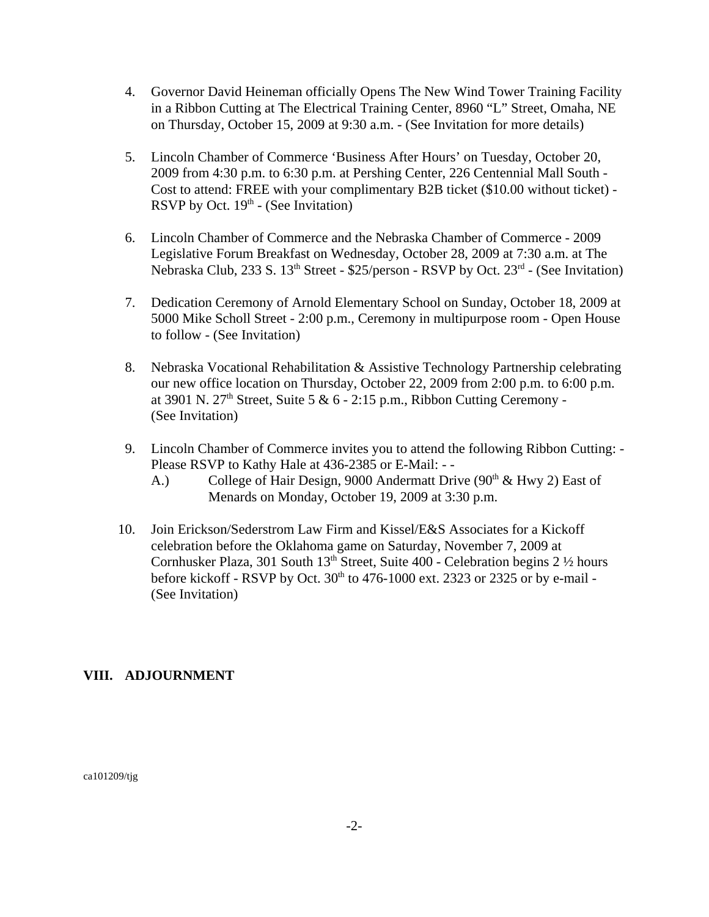4. Governor David Heineman officially Opens The New Wind Tower Training Facility in a Ribbon Cutting at The Electrical Training Center, 8960 "L" Street, Omaha, NE on Thursday, October 15, 2009 at 9:30 a.m. - (See Invitation for more details)

5. Lincoln Chamber of Commerce 'Business After Hours' on Tuesday, October 20, 2009 from 4:30 p.m. to 6:30 p.m. at Pershing Center, 226 Centennial Mall South - Cost to attend: FREE with your complimentary B2B ticket ($10.00 without ticket) - RSVP by Oct. 19th - (See Invitation)

6. Lincoln Chamber of Commerce and the Nebraska Chamber of Commerce - 2009 Legislative Forum Breakfast on Wednesday, October 28, 2009 at 7:30 a.m. at The Nebraska Club, 233 S. 13th Street - $25/person - RSVP by Oct. 23rd - (See Invitation)

7. Dedication Ceremony of Arnold Elementary School on Sunday, October 18, 2009 at 5000 Mike Scholl Street - 2:00 p.m., Ceremony in multipurpose room - Open House to follow - (See Invitation)

8. Nebraska Vocational Rehabilitation & Assistive Technology Partnership celebrating our new office location on Thursday, October 22, 2009 from 2:00 p.m. to 6:00 p.m. at 3901 N. 27th Street, Suite 5 & 6 - 2:15 p.m., Ribbon Cutting Ceremony - (See Invitation)

9. Lincoln Chamber of Commerce invites you to attend the following Ribbon Cutting: - Please RSVP to Kathy Hale at 436-2385 or E-Mail: - -
   A.) College of Hair Design, 9000 Andermatt Drive (90th & Hwy 2) East of Menards on Monday, October 19, 2009 at 3:30 p.m.

10. Join Erickson/Sederstrom Law Firm and Kissel/E&S Associates for a Kickoff celebration before the Oklahoma game on Saturday, November 7, 2009 at Cornhusker Plaza, 301 South 13th Street, Suite 400 - Celebration begins 2 ½ hours before kickoff - RSVP by Oct. 30th to 476-1000 ext. 2323 or 2325 or by e-mail - (See Invitation)

## VIII. ADJOURNMENT

ca101209/tjg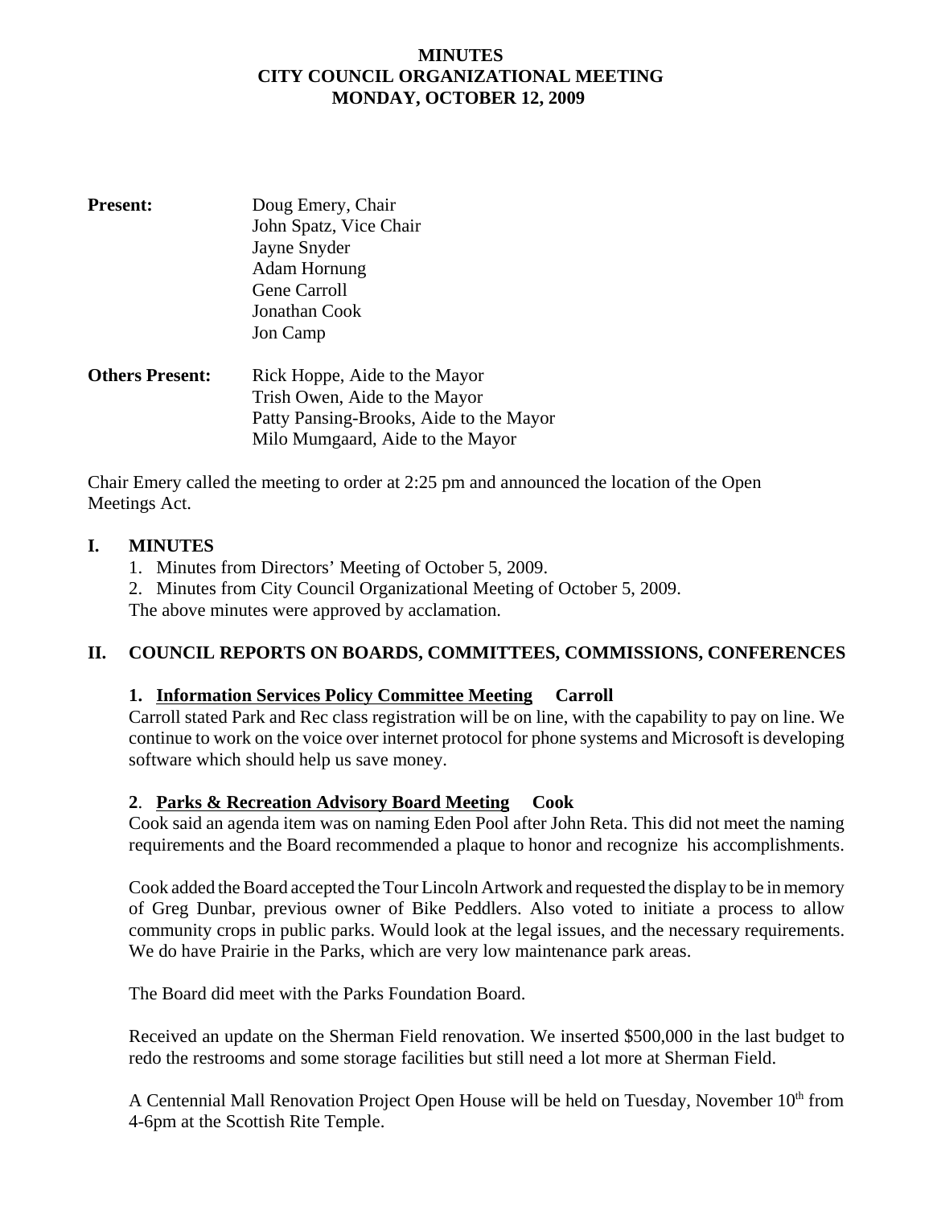# MINUTES
# CITY COUNCIL ORGANIZATIONAL MEETING
# MONDAY, OCTOBER 12, 2009

**Present:** Doug Emery, Chair
John Spatz, Vice Chair
Jayne Snyder
Adam Hornung
Gene Carroll
Jonathan Cook
Jon Camp

**Others Present:** Rick Hoppe, Aide to the Mayor
Trish Owen, Aide to the Mayor
Patty Pansing-Brooks, Aide to the Mayor
Milo Mumgaard, Aide to the Mayor

Chair Emery called the meeting to order at 2:25 pm and announced the location of the Open Meetings Act.

## I. MINUTES

1. Minutes from Directors' Meeting of October 5, 2009.
2. Minutes from City Council Organizational Meeting of October 5, 2009.

The above minutes were approved by acclamation.

## II. COUNCIL REPORTS ON BOARDS, COMMITTEES, COMMISSIONS, CONFERENCES

### 1. Information Services Policy Committee Meeting Carroll

Carroll stated Park and Rec class registration will be on line, with the capability to pay on line. We continue to work on the voice over internet protocol for phone systems and Microsoft is developing software which should help us save money.

### 2. Parks & Recreation Advisory Board Meeting Cook

Cook said an agenda item was on naming Eden Pool after John Reta. This did not meet the naming requirements and the Board recommended a plaque to honor and recognize his accomplishments.

Cook added the Board accepted the Tour Lincoln Artwork and requested the display to be in memory of Greg Dunbar, previous owner of Bike Peddlers. Also voted to initiate a process to allow community crops in public parks. Would look at the legal issues, and the necessary requirements. We do have Prairie in the Parks, which are very low maintenance park areas.

The Board did meet with the Parks Foundation Board.

Received an update on the Sherman Field renovation. We inserted $500,000 in the last budget to redo the restrooms and some storage facilities but still need a lot more at Sherman Field.

A Centennial Mall Renovation Project Open House will be held on Tuesday, November 10th from 4-6pm at the Scottish Rite Temple.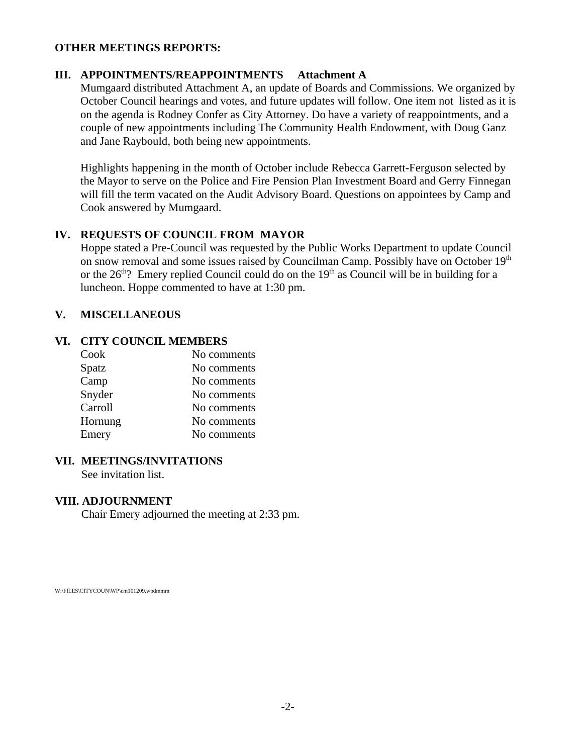**OTHER MEETINGS REPORTS:**

## III. APPOINTMENTS/REAPPOINTMENTS Attachment A

Mumgaard distributed Attachment A, an update of Boards and Commissions. We organized by October Council hearings and votes, and future updates will follow. One item not listed as it is on the agenda is Rodney Confer as City Attorney. Do have a variety of reappointments, and a couple of new appointments including The Community Health Endowment, with Doug Ganz and Jane Raybould, both being new appointments.

Highlights happening in the month of October include Rebecca Garrett-Ferguson selected by the Mayor to serve on the Police and Fire Pension Plan Investment Board and Gerry Finnegan will fill the term vacated on the Audit Advisory Board. Questions on appointees by Camp and Cook answered by Mumgaard.

## IV. REQUESTS OF COUNCIL FROM MAYOR

Hoppe stated a Pre-Council was requested by the Public Works Department to update Council on snow removal and some issues raised by Councilman Camp. Possibly have on October 19th or the 26th? Emery replied Council could do on the 19th as Council will be in building for a luncheon. Hoppe commented to have at 1:30 pm.

## V. MISCELLANEOUS

## VI. CITY COUNCIL MEMBERS

| | |
|---|---|
| Cook | No comments |
| Spatz | No comments |
| Camp | No comments |
| Snyder | No comments |
| Carroll | No comments |
| Hornung | No comments |
| Emery | No comments |

## VII. MEETINGS/INVITATIONS

See invitation list.

## VIII. ADJOURNMENT

Chair Emery adjourned the meeting at 2:33 pm.

W:\FILES\CITYCOUN\WP\cm101209.wpdmmm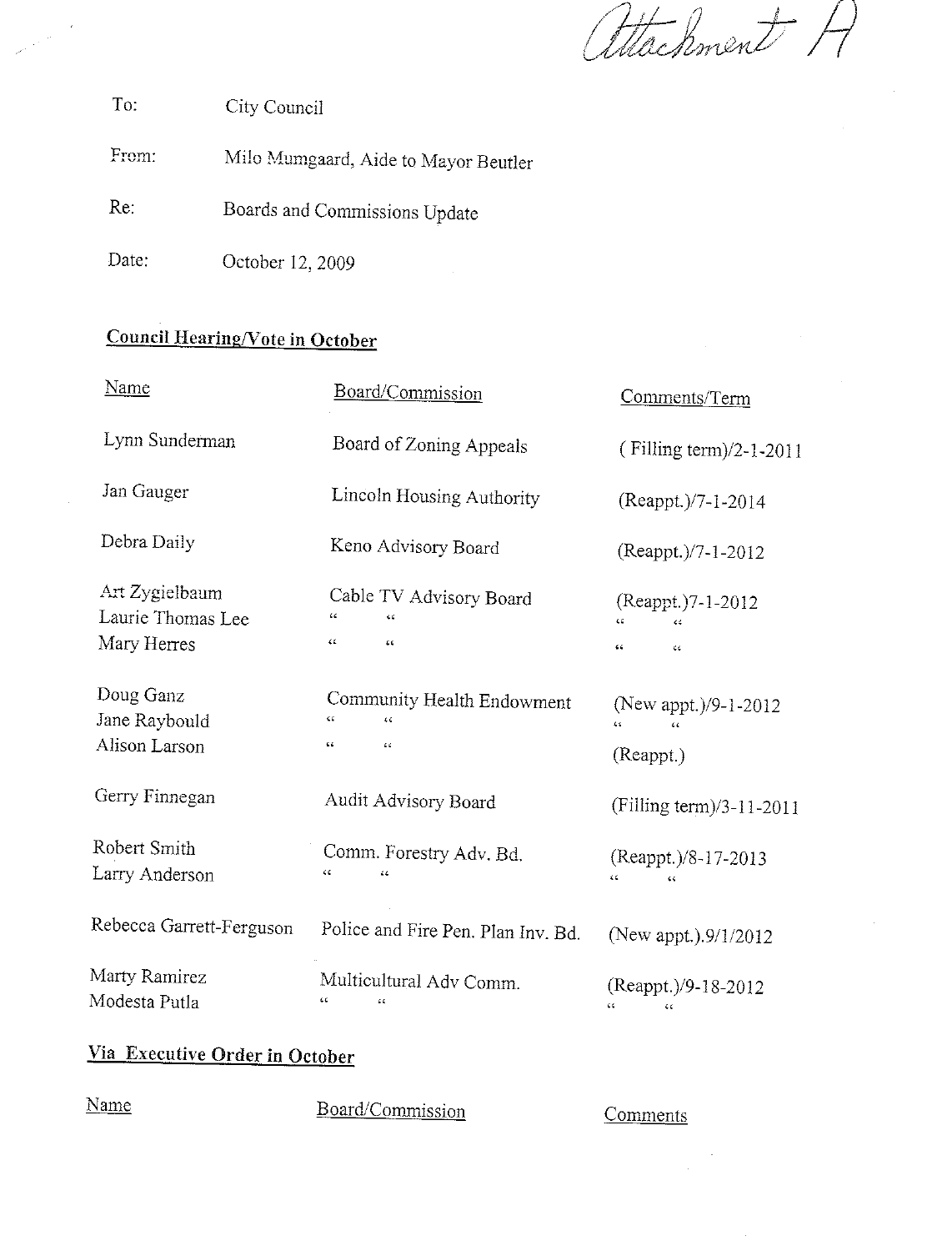Attachment A

To: City Council

From: Milo Mumgaard, Aide to Mayor Beutler

Re: Boards and Commissions Update

Date: October 12, 2009

## Council Hearing/Vote in October

| Name | Board/Commission | Comments/Term |
|---|---|---|
| Lynn Sunderman | Board of Zoning Appeals | ( Filling term)/2-1-2011 |
| Jan Gauger | Lincoln Housing Authority | (Reappt.)/7-1-2014 |
| Debra Daily | Keno Advisory Board | (Reappt.)/7-1-2012 |
| Art Zygielbaum | Cable TV Advisory Board | (Reappt.)7-1-2012 |
| Laurie Thomas Lee | " " | " " |
| Mary Herres | " " | " " |
| Doug Ganz | Community Health Endowment | (New appt.)/9-1-2012 |
| Jane Raybould | " " | " " |
| Alison Larson | " " | (Reappt.) |
| Gerry Finnegan | Audit Advisory Board | (Filling term)/3-11-2011 |
| Robert Smith | Comm. Forestry Adv. Bd. | (Reappt.)/8-17-2013 |
| Larry Anderson | " " | " " |
| Rebecca Garrett-Ferguson | Police and Fire Pen. Plan Inv. Bd. | (New appt.).9/1/2012 |
| Marty Ramirez | Multicultural Adv Comm. | (Reappt.)/9-18-2012 |
| Modesta Putla | " " | " " |

## Via Executive Order in October

| Name | Board/Commission | Comments |
|---|---|---|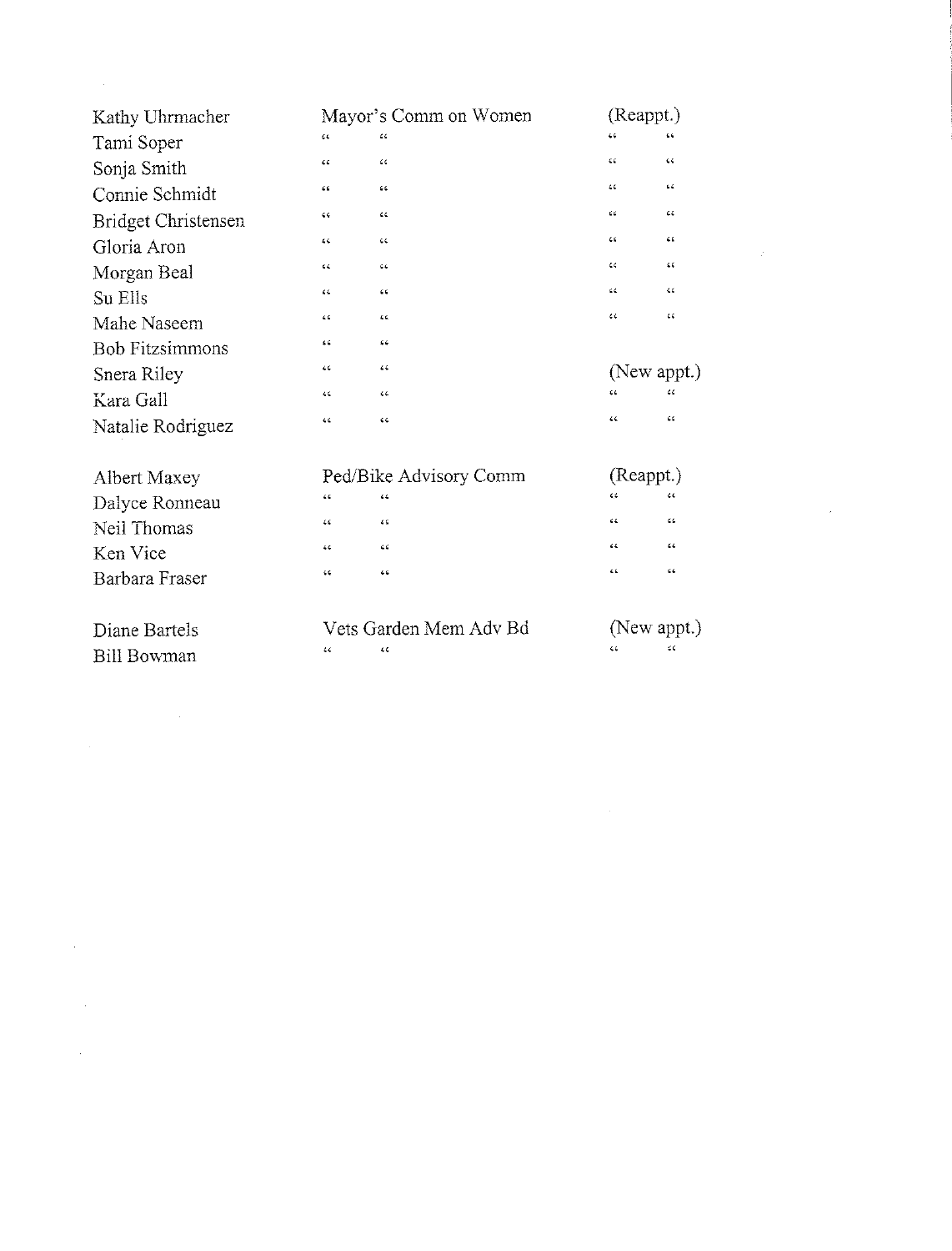| | | |
|---|---|---|
| Kathy Uhrmacher | Mayor's Comm on Women | (Reappt.) |
| Tami Soper | " " | " " |
| Sonja Smith | " " | " " |
| Connie Schmidt | " " | " " |
| Bridget Christensen | " " | " " |
| Gloria Aron | " " | " " |
| Morgan Beal | " " | " " |
| Su Ells | " " | " " |
| Mahe Naseem | " " | " " |
| Bob Fitzsimmons | " " | |
| Snera Riley | " " | (New appt.) |
| Kara Gall | " " | " " |
| Natalie Rodriguez | " " | " " |
| | | |
| Albert Maxey | Ped/Bike Advisory Comm | (Reappt.) |
| Dalyce Ronneau | " " | " " |
| Neil Thomas | " " | " " |
| Ken Vice | " " | " " |
| Barbara Fraser | " " | " " |
| | | |
| Diane Bartels | Vets Garden Mem Adv Bd | (New appt.) |
| Bill Bowman | " " | " " |